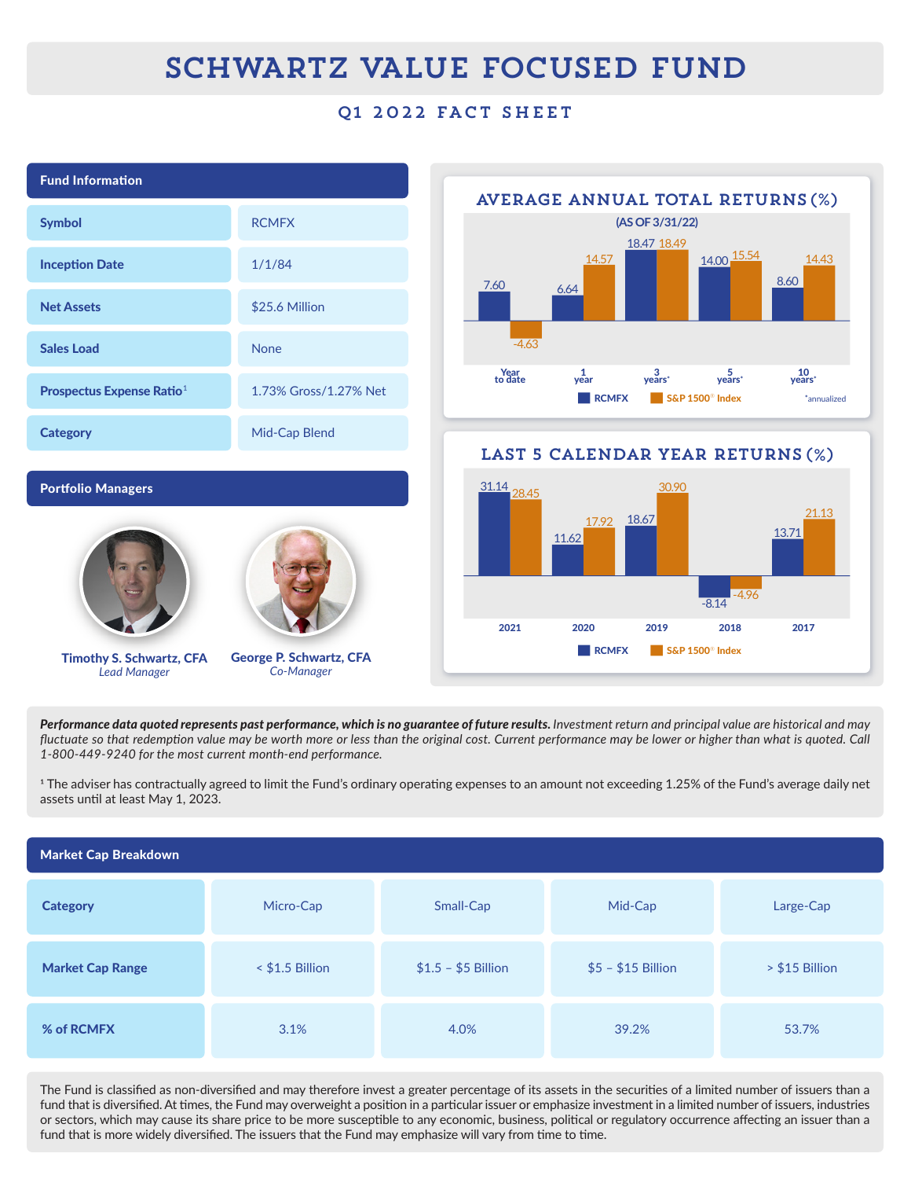# SCHWARTZ VALUE FOCUSED FUND

## Q1 2022 FACT SHEET

### Fund Information

| | |
|---|---|
| Symbol | RCMFX |
| Inception Date | 1/1/84 |
| Net Assets | $25.6 Million |
| Sales Load | None |
| Prospectus Expense Ratio[1] | 1.73% Gross/1.27% Net |
| Category | Mid-Cap Blend |

### Portfolio Managers

**Timothy S. Schwartz, CFA**
*Lead Manager*

**George P. Schwartz, CFA**
*Co-Manager*

### AVERAGE ANNUAL TOTAL RETURNS (%)

(AS OF 3/31/22)

| | Year to date | 1 year | 3 years* | 5 years* | 10 years* |
|---|---|---|---|---|---|
| RCMFX | 7.60 | 6.64 | 18.47 | 14.00 | 8.60 |
| S&P 1500® Index | -4.63 | 14.57 | 18.49 | 15.54 | 14.43 |

*annualized

### LAST 5 CALENDAR YEAR RETURNS (%)

| | 2021 | 2020 | 2019 | 2018 | 2017 |
|---|---|---|---|---|---|
| RCMFX | 31.14 | 11.62 | 18.67 | -8.14 | 13.71 |
| S&P 1500® Index | 28.45 | 17.92 | 30.90 | -4.96 | 21.13 |

***Performance data quoted represents past performance, which is no guarantee of future results.** Investment return and principal value are historical and may fluctuate so that redemption value may be worth more or less than the original cost. Current performance may be lower or higher than what is quoted. Call 1-800-449-9240 for the most current month-end performance.*

[1] The adviser has contractually agreed to limit the Fund's ordinary operating expenses to an amount not exceeding 1.25% of the Fund's average daily net assets until at least May 1, 2023.

### Market Cap Breakdown

| Category | Micro-Cap | Small-Cap | Mid-Cap | Large-Cap |
|---|---|---|---|---|
| Market Cap Range | < $1.5 Billion | $1.5 – $5 Billion | $5 – $15 Billion | > $15 Billion |
| % of RCMFX | 3.1% | 4.0% | 39.2% | 53.7% |

The Fund is classified as non-diversified and may therefore invest a greater percentage of its assets in the securities of a limited number of issuers than a fund that is diversified. At times, the Fund may overweight a position in a particular issuer or emphasize investment in a limited number of issuers, industries or sectors, which may cause its share price to be more susceptible to any economic, business, political or regulatory occurrence affecting an issuer than a fund that is more widely diversified. The issuers that the Fund may emphasize will vary from time to time.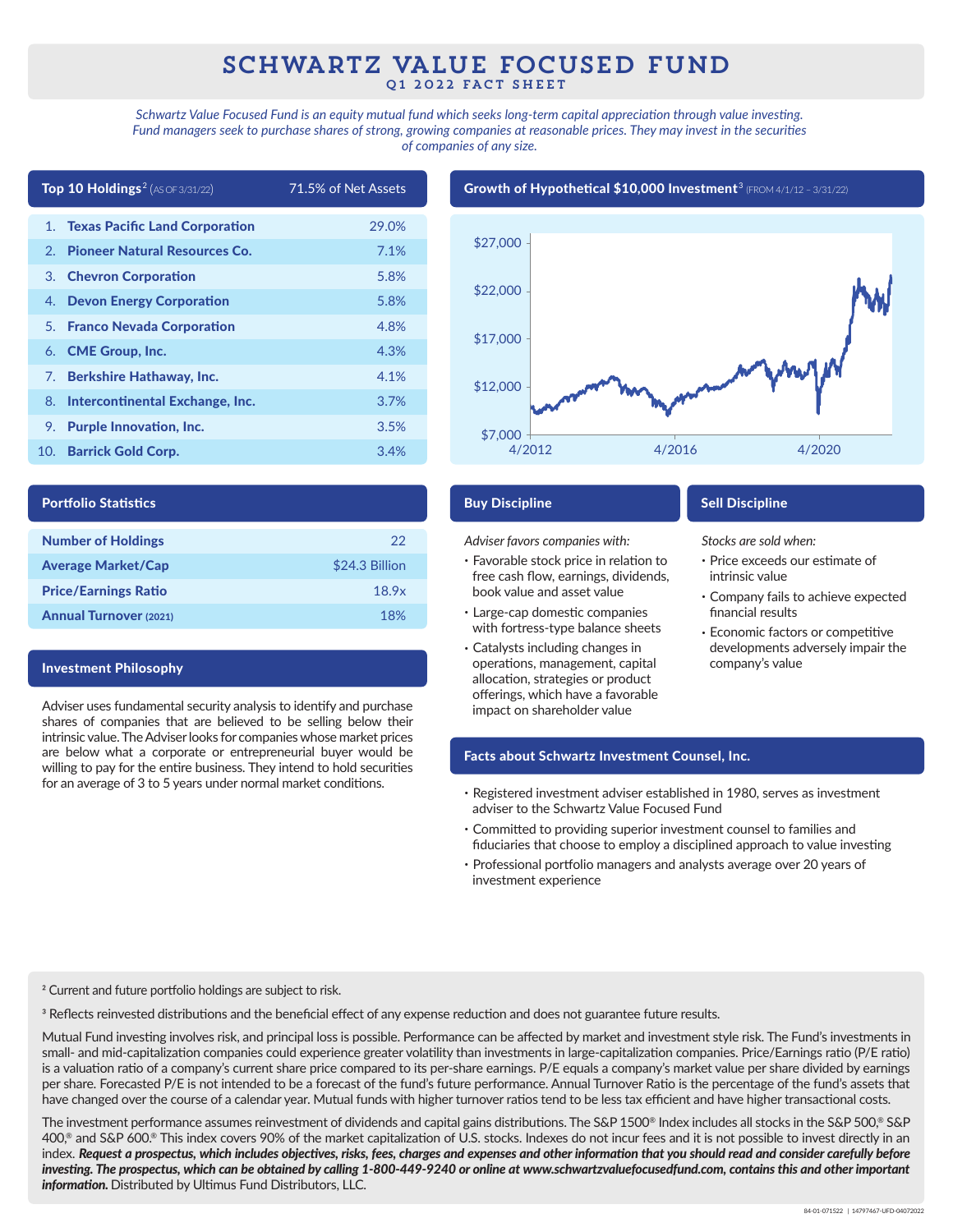# SCHWARTZ VALUE FOCUSED FUND

## Q1 2022 FACT SHEET

*Schwartz Value Focused Fund is an equity mutual fund which seeks long-term capital appreciation through value investing. Fund managers seek to purchase shares of strong, growing companies at reasonable prices. They may invest in the securities of companies of any size.*

### Top 10 Holdings[2] (AS OF 3/31/22) — 71.5% of Net Assets

| | | |
|---|---|---|
| 1. | **Texas Pacific Land Corporation** | 29.0% |
| 2. | **Pioneer Natural Resources Co.** | 7.1% |
| 3. | **Chevron Corporation** | 5.8% |
| 4. | **Devon Energy Corporation** | 5.8% |
| 5. | **Franco Nevada Corporation** | 4.8% |
| 6. | **CME Group, Inc.** | 4.3% |
| 7. | **Berkshire Hathaway, Inc.** | 4.1% |
| 8. | **Intercontinental Exchange, Inc.** | 3.7% |
| 9. | **Purple Innovation, Inc.** | 3.5% |
| 10. | **Barrick Gold Corp.** | 3.4% |

### Growth of Hypothetical $10,000 Investment[3] (FROM 4/1/12 – 3/31/22)

$27,000
$22,000
$17,000
$12,000
$7,000
4/2012
4/2016
4/2020

### Portfolio Statistics

| | |
|---|---|
| **Number of Holdings** | 22 |
| **Average Market/Cap** | $24.3 Billion |
| **Price/Earnings Ratio** | 18.9x |
| **Annual Turnover (2021)** | 18% |

### Investment Philosophy

Adviser uses fundamental security analysis to identify and purchase shares of companies that are believed to be selling below their intrinsic value. The Adviser looks for companies whose market prices are below what a corporate or entrepreneurial buyer would be willing to pay for the entire business. They intend to hold securities for an average of 3 to 5 years under normal market conditions.

### Buy Discipline

*Adviser favors companies with:*

- Favorable stock price in relation to free cash flow, earnings, dividends, book value and asset value
- Large-cap domestic companies with fortress-type balance sheets
- Catalysts including changes in operations, management, capital allocation, strategies or product offerings, which have a favorable impact on shareholder value

### Sell Discipline

*Stocks are sold when:*

- Price exceeds our estimate of intrinsic value
- Company fails to achieve expected financial results
- Economic factors or competitive developments adversely impair the company's value

### Facts about Schwartz Investment Counsel, Inc.

- Registered investment adviser established in 1980, serves as investment adviser to the Schwartz Value Focused Fund
- Committed to providing superior investment counsel to families and fiduciaries that choose to employ a disciplined approach to value investing
- Professional portfolio managers and analysts average over 20 years of investment experience

[2] Current and future portfolio holdings are subject to risk.

[3] Reflects reinvested distributions and the beneficial effect of any expense reduction and does not guarantee future results.

Mutual Fund investing involves risk, and principal loss is possible. Performance can be affected by market and investment style risk. The Fund's investments in small- and mid-capitalization companies could experience greater volatility than investments in large-capitalization companies. Price/Earnings ratio (P/E ratio) is a valuation ratio of a company's current share price compared to its per-share earnings. P/E equals a company's market value per share divided by earnings per share. Forecasted P/E is not intended to be a forecast of the fund's future performance. Annual Turnover Ratio is the percentage of the fund's assets that have changed over the course of a calendar year. Mutual funds with higher turnover ratios tend to be less tax efficient and have higher transactional costs.

The investment performance assumes reinvestment of dividends and capital gains distributions. The S&P 1500® Index includes all stocks in the S&P 500,® S&P 400,® and S&P 600.® This index covers 90% of the market capitalization of U.S. stocks. Indexes do not incur fees and it is not possible to invest directly in an index. ***Request a prospectus, which includes objectives, risks, fees, charges and expenses and other information that you should read and consider carefully before investing. The prospectus, which can be obtained by calling 1-800-449-9240 or online at www.schwartzvaluefocusedfund.com, contains this and other important information.*** Distributed by Ultimus Fund Distributors, LLC.

84-01-071522 | 14797467-UFD-04072022